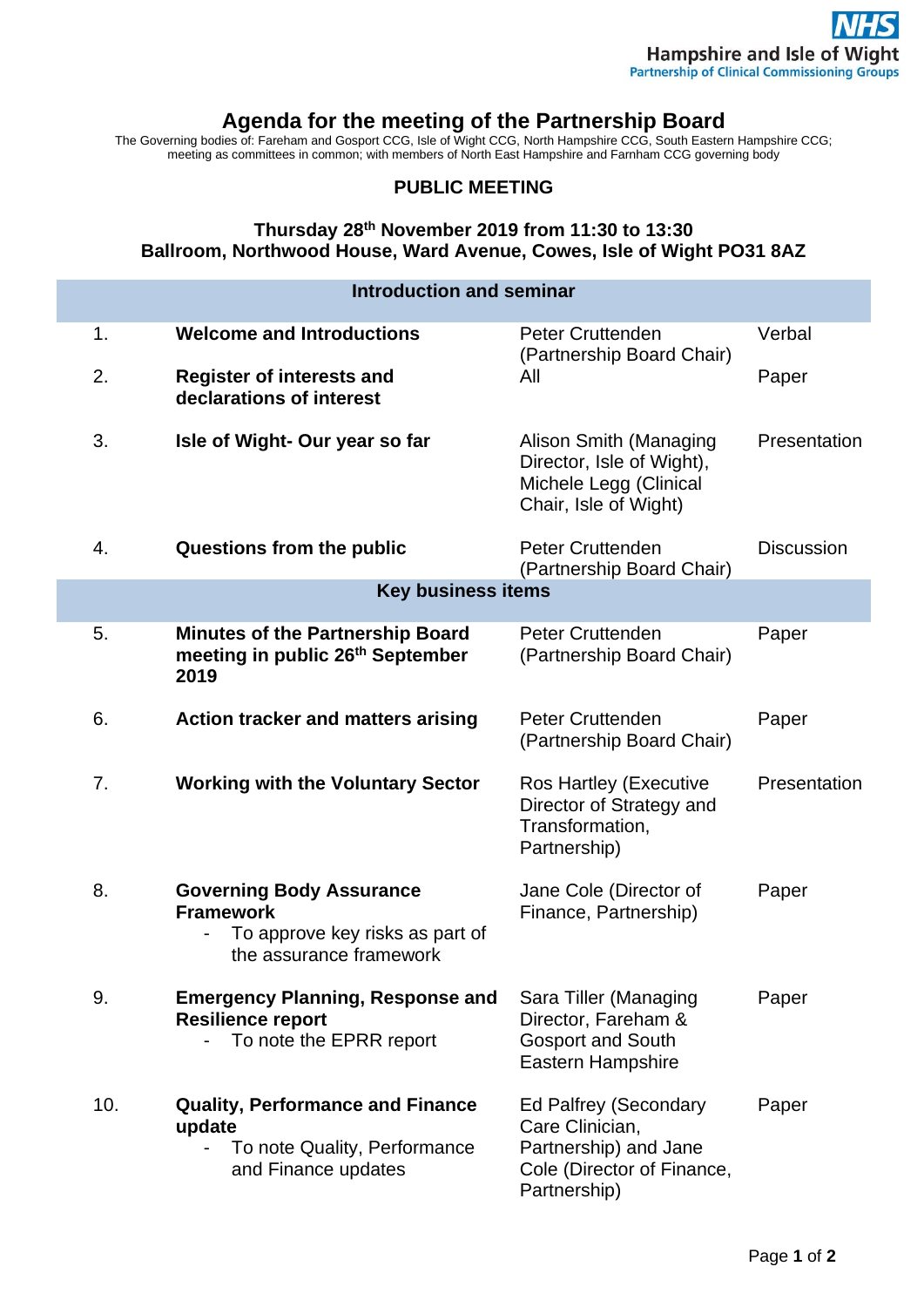NHS
Hampshire and Isle of Wight
Partnership of Clinical Commissioning Groups

# Agenda for the meeting of the Partnership Board

The Governing bodies of: Fareham and Gosport CCG, Isle of Wight CCG, North Hampshire CCG, South Eastern Hampshire CCG; meeting as committees in common; with members of North East Hampshire and Farnham CCG governing body

## PUBLIC MEETING

### Thursday 28th November 2019 from 11:30 to 13:30
### Ballroom, Northwood House, Ward Avenue, Cowes, Isle of Wight PO31 8AZ

| | **Introduction and seminar** | | |
|---|---|---|---|
| 1. | **Welcome and Introductions** | Peter Cruttenden (Partnership Board Chair) | Verbal |
| 2. | **Register of interests and declarations of interest** | All | Paper |
| 3. | **Isle of Wight- Our year so far** | Alison Smith (Managing Director, Isle of Wight), Michele Legg (Clinical Chair, Isle of Wight) | Presentation |
| 4. | **Questions from the public** | Peter Cruttenden (Partnership Board Chair) | Discussion |
| | **Key business items** | | |
| 5. | **Minutes of the Partnership Board meeting in public 26th September 2019** | Peter Cruttenden (Partnership Board Chair) | Paper |
| 6. | **Action tracker and matters arising** | Peter Cruttenden (Partnership Board Chair) | Paper |
| 7. | **Working with the Voluntary Sector** | Ros Hartley (Executive Director of Strategy and Transformation, Partnership) | Presentation |
| 8. | **Governing Body Assurance Framework**<br>- To approve key risks as part of the assurance framework | Jane Cole (Director of Finance, Partnership) | Paper |
| 9. | **Emergency Planning, Response and Resilience report**<br>- To note the EPRR report | Sara Tiller (Managing Director, Fareham & Gosport and South Eastern Hampshire | Paper |
| 10. | **Quality, Performance and Finance update**<br>- To note Quality, Performance and Finance updates | Ed Palfrey (Secondary Care Clinician, Partnership) and Jane Cole (Director of Finance, Partnership) | Paper |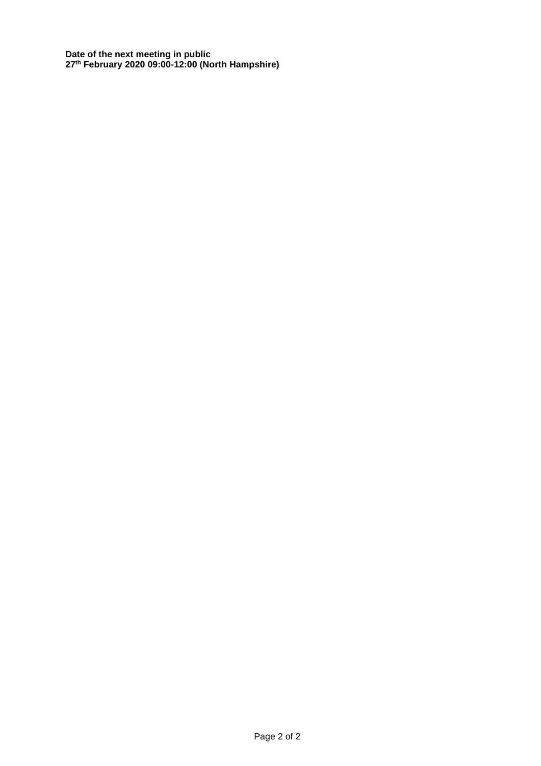**Date of the next meeting in public**
**27th February 2020 09:00-12:00 (North Hampshire)**